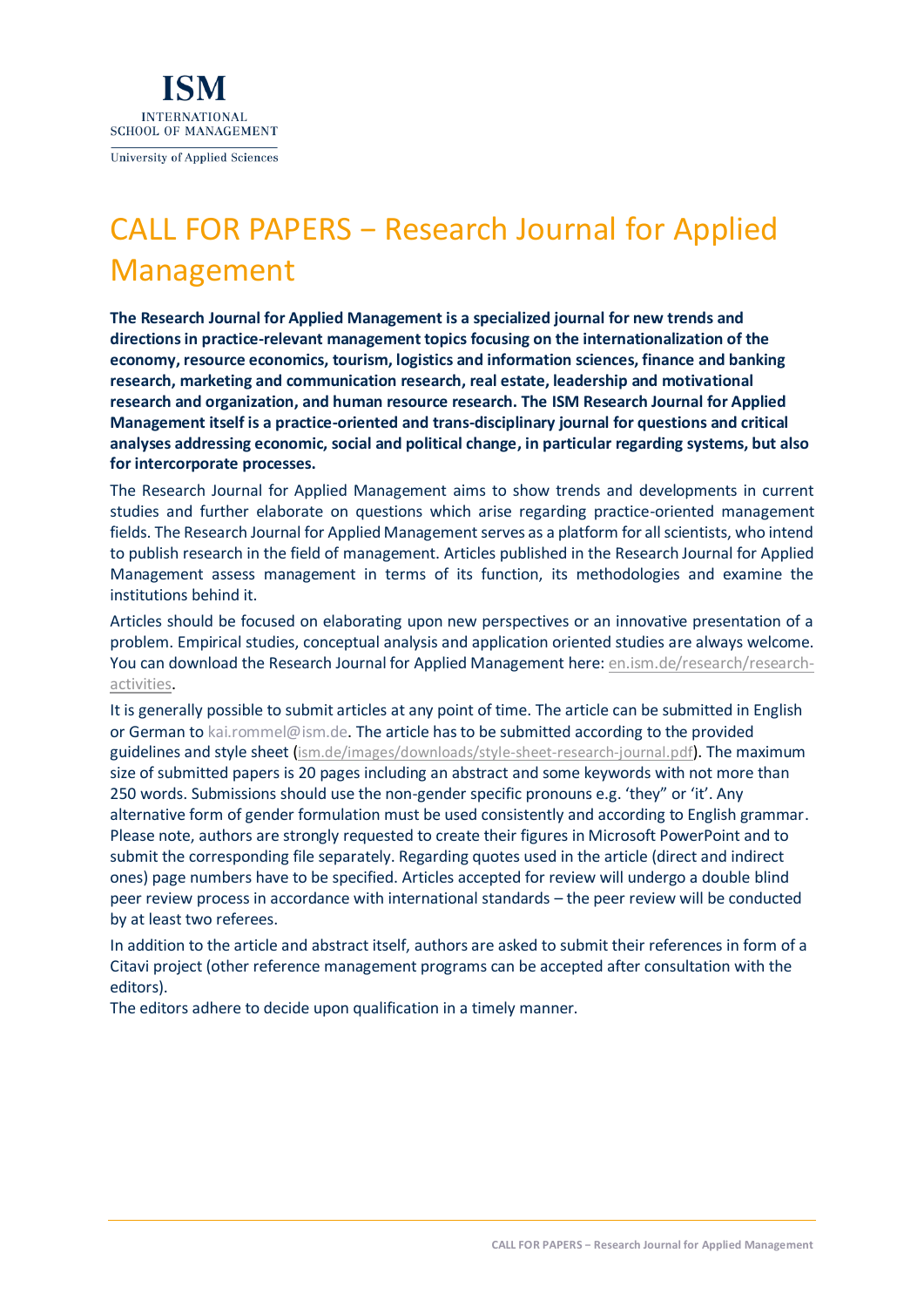ISM
INTERNATIONAL
SCHOOL OF MANAGEMENT
University of Applied Sciences

# CALL FOR PAPERS – Research Journal for Applied Management

**The Research Journal for Applied Management is a specialized journal for new trends and directions in practice-relevant management topics focusing on the internationalization of the economy, resource economics, tourism, logistics and information sciences, finance and banking research, marketing and communication research, real estate, leadership and motivational research and organization, and human resource research. The ISM Research Journal for Applied Management itself is a practice-oriented and trans-disciplinary journal for questions and critical analyses addressing economic, social and political change, in particular regarding systems, but also for intercorporate processes.**

The Research Journal for Applied Management aims to show trends and developments in current studies and further elaborate on questions which arise regarding practice-oriented management fields. The Research Journal for Applied Management serves as a platform for all scientists, who intend to publish research in the field of management. Articles published in the Research Journal for Applied Management assess management in terms of its function, its methodologies and examine the institutions behind it.

Articles should be focused on elaborating upon new perspectives or an innovative presentation of a problem. Empirical studies, conceptual analysis and application oriented studies are always welcome. You can download the Research Journal for Applied Management here: en.ism.de/research/research-activities.

It is generally possible to submit articles at any point of time. The article can be submitted in English or German to kai.rommel@ism.de. The article has to be submitted according to the provided guidelines and style sheet (ism.de/images/downloads/style-sheet-research-journal.pdf). The maximum size of submitted papers is 20 pages including an abstract and some keywords with not more than 250 words. Submissions should use the non-gender specific pronouns e.g. 'they" or 'it'. Any alternative form of gender formulation must be used consistently and according to English grammar. Please note, authors are strongly requested to create their figures in Microsoft PowerPoint and to submit the corresponding file separately. Regarding quotes used in the article (direct and indirect ones) page numbers have to be specified. Articles accepted for review will undergo a double blind peer review process in accordance with international standards – the peer review will be conducted by at least two referees.

In addition to the article and abstract itself, authors are asked to submit their references in form of a Citavi project (other reference management programs can be accepted after consultation with the editors).
The editors adhere to decide upon qualification in a timely manner.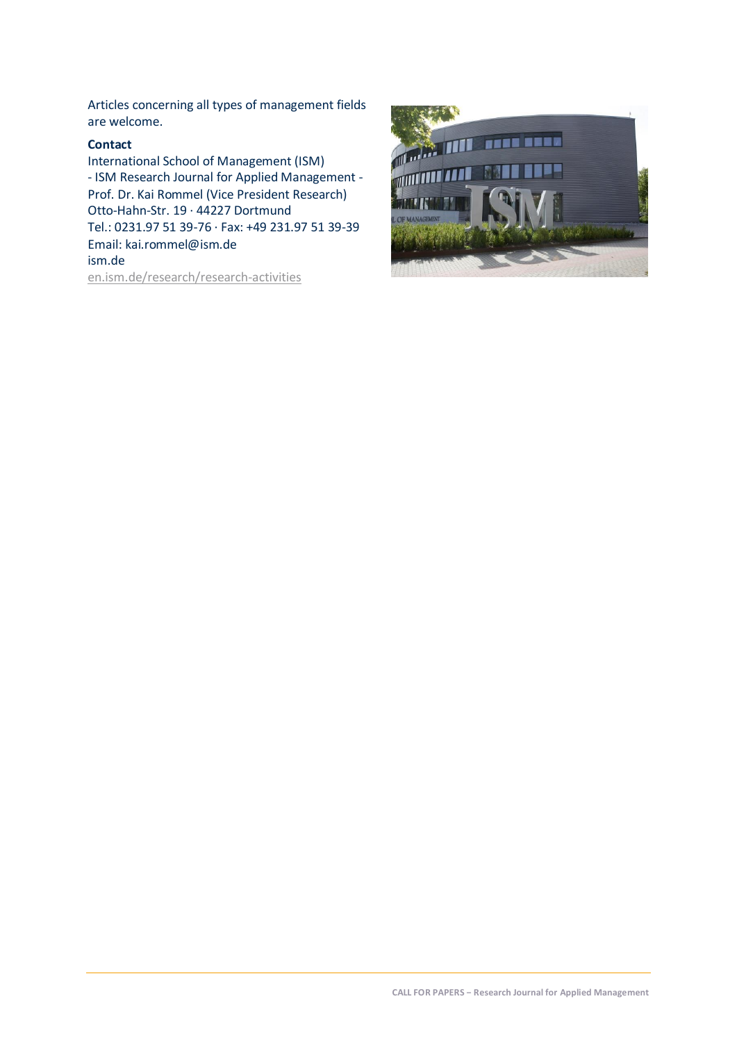Articles concerning all types of management fields are welcome.

**Contact**

International School of Management (ISM)
- ISM Research Journal for Applied Management -
Prof. Dr. Kai Rommel (Vice President Research)
Otto-Hahn-Str. 19 · 44227 Dortmund
Tel.: 0231.97 51 39-76 · Fax: +49 231.97 51 39-39
Email: kai.rommel@ism.de
ism.de
en.ism.de/research/research-activities